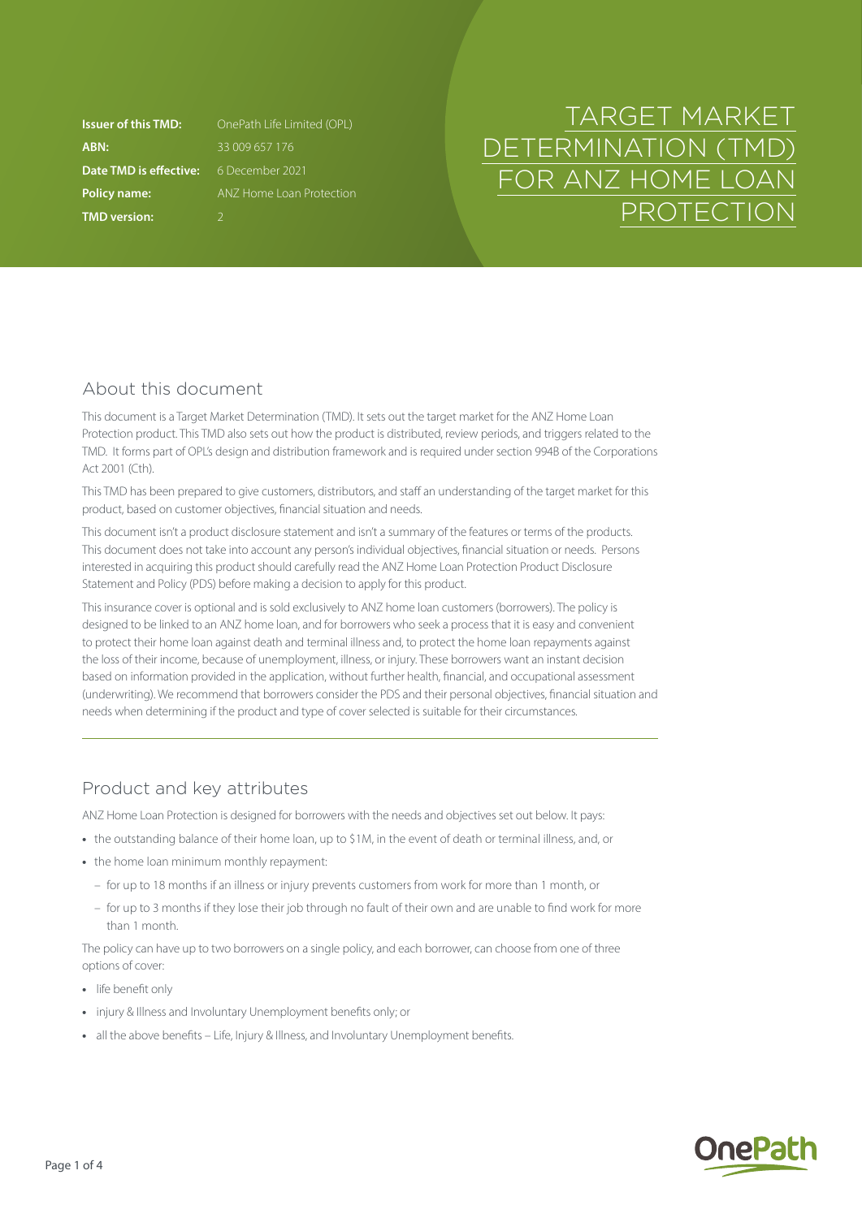# TARGET MARKET DETERMINATION (TMD) FOR ANZ HOME LOAN PROTECTION

| | |
|---|---|
| **Issuer of this TMD:** | OnePath Life Limited (OPL) |
| **ABN:** | 33 009 657 176 |
| **Date TMD is effective:** | 6 December 2021 |
| **Policy name:** | ANZ Home Loan Protection |
| **TMD version:** | 2 |

## About this document

This document is a Target Market Determination (TMD). It sets out the target market for the ANZ Home Loan Protection product. This TMD also sets out how the product is distributed, review periods, and triggers related to the TMD. It forms part of OPL's design and distribution framework and is required under section 994B of the Corporations Act 2001 (Cth).

This TMD has been prepared to give customers, distributors, and staff an understanding of the target market for this product, based on customer objectives, financial situation and needs.

This document isn't a product disclosure statement and isn't a summary of the features or terms of the products. This document does not take into account any person's individual objectives, financial situation or needs. Persons interested in acquiring this product should carefully read the ANZ Home Loan Protection Product Disclosure Statement and Policy (PDS) before making a decision to apply for this product.

This insurance cover is optional and is sold exclusively to ANZ home loan customers (borrowers). The policy is designed to be linked to an ANZ home loan, and for borrowers who seek a process that it is easy and convenient to protect their home loan against death and terminal illness and, to protect the home loan repayments against the loss of their income, because of unemployment, illness, or injury. These borrowers want an instant decision based on information provided in the application, without further health, financial, and occupational assessment (underwriting). We recommend that borrowers consider the PDS and their personal objectives, financial situation and needs when determining if the product and type of cover selected is suitable for their circumstances.

## Product and key attributes

ANZ Home Loan Protection is designed for borrowers with the needs and objectives set out below. It pays:

- the outstanding balance of their home loan, up to $1M, in the event of death or terminal illness, and, or
- the home loan minimum monthly repayment:
  - for up to 18 months if an illness or injury prevents customers from work for more than 1 month, or
  - for up to 3 months if they lose their job through no fault of their own and are unable to find work for more than 1 month.

The policy can have up to two borrowers on a single policy, and each borrower, can choose from one of three options of cover:

- life benefit only
- injury & Illness and Involuntary Unemployment benefits only; or
- all the above benefits – Life, Injury & Illness, and Involuntary Unemployment benefits.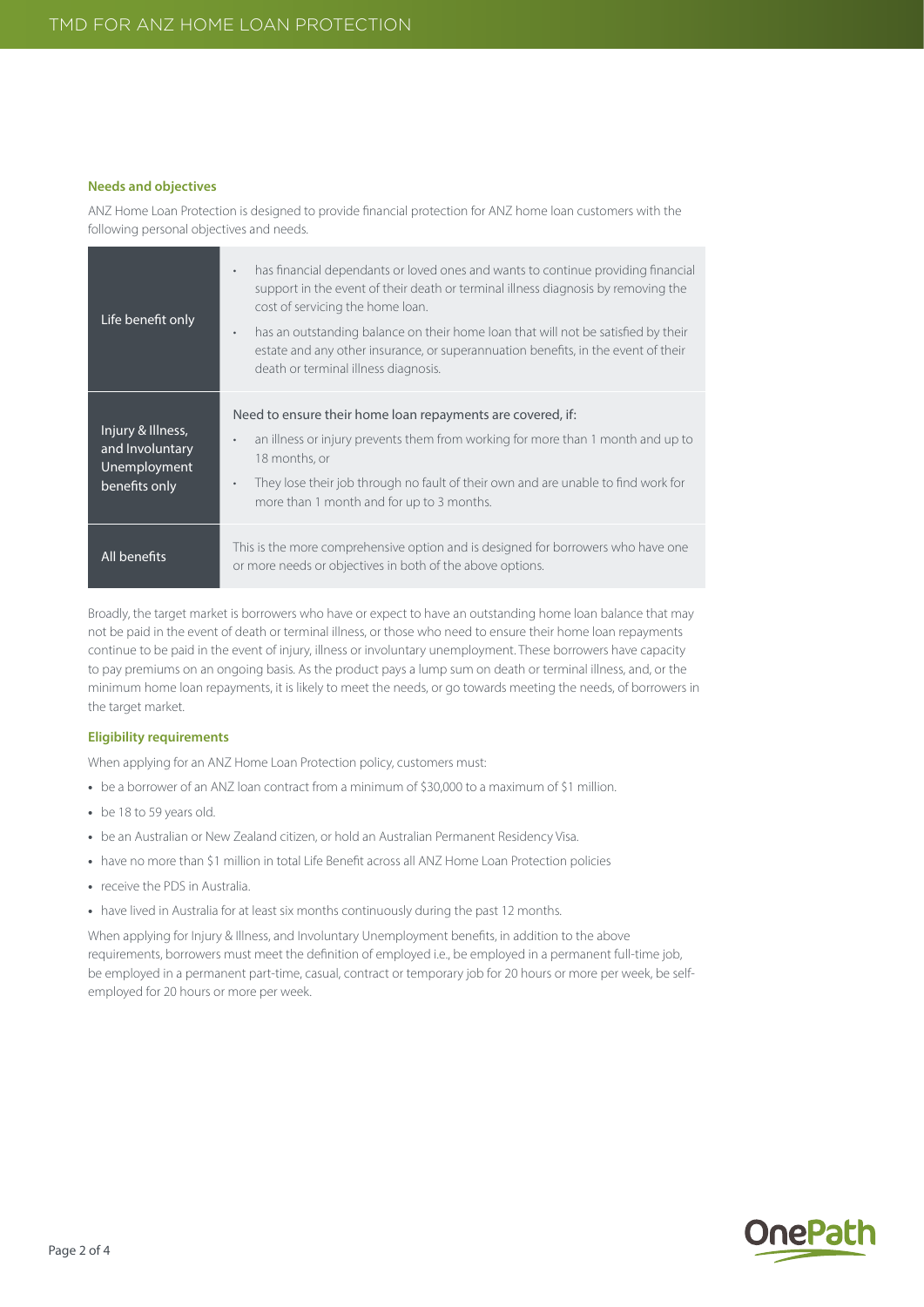### Needs and objectives

ANZ Home Loan Protection is designed to provide financial protection for ANZ home loan customers with the following personal objectives and needs.

| | |
|---|---|
| Life benefit only | • has financial dependants or loved ones and wants to continue providing financial support in the event of their death or terminal illness diagnosis by removing the cost of servicing the home loan.<br>• has an outstanding balance on their home loan that will not be satisfied by their estate and any other insurance, or superannuation benefits, in the event of their death or terminal illness diagnosis. |
| Injury & Illness, and Involuntary Unemployment benefits only | Need to ensure their home loan repayments are covered, if:<br>• an illness or injury prevents them from working for more than 1 month and up to 18 months, or<br>• They lose their job through no fault of their own and are unable to find work for more than 1 month and for up to 3 months. |
| All benefits | This is the more comprehensive option and is designed for borrowers who have one or more needs or objectives in both of the above options. |

Broadly, the target market is borrowers who have or expect to have an outstanding home loan balance that may not be paid in the event of death or terminal illness, or those who need to ensure their home loan repayments continue to be paid in the event of injury, illness or involuntary unemployment. These borrowers have capacity to pay premiums on an ongoing basis. As the product pays a lump sum on death or terminal illness, and, or the minimum home loan repayments, it is likely to meet the needs, or go towards meeting the needs, of borrowers in the target market.

### Eligibility requirements

When applying for an ANZ Home Loan Protection policy, customers must:

- be a borrower of an ANZ loan contract from a minimum of $30,000 to a maximum of $1 million.
- be 18 to 59 years old.
- be an Australian or New Zealand citizen, or hold an Australian Permanent Residency Visa.
- have no more than $1 million in total Life Benefit across all ANZ Home Loan Protection policies
- receive the PDS in Australia.
- have lived in Australia for at least six months continuously during the past 12 months.

When applying for Injury & Illness, and Involuntary Unemployment benefits, in addition to the above requirements, borrowers must meet the definition of employed i.e., be employed in a permanent full-time job, be employed in a permanent part-time, casual, contract or temporary job for 20 hours or more per week, be self-employed for 20 hours or more per week.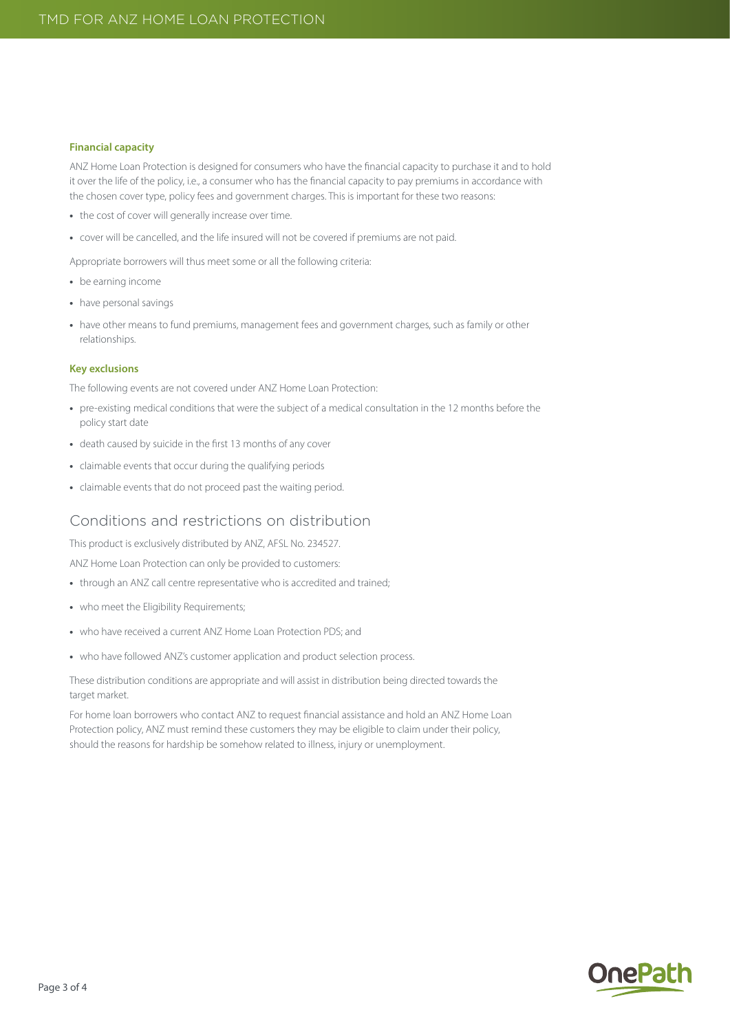### Financial capacity

ANZ Home Loan Protection is designed for consumers who have the financial capacity to purchase it and to hold it over the life of the policy, i.e., a consumer who has the financial capacity to pay premiums in accordance with the chosen cover type, policy fees and government charges. This is important for these two reasons:

- the cost of cover will generally increase over time.
- cover will be cancelled, and the life insured will not be covered if premiums are not paid.

Appropriate borrowers will thus meet some or all the following criteria:

- be earning income
- have personal savings
- have other means to fund premiums, management fees and government charges, such as family or other relationships.

### Key exclusions

The following events are not covered under ANZ Home Loan Protection:

- pre-existing medical conditions that were the subject of a medical consultation in the 12 months before the policy start date
- death caused by suicide in the first 13 months of any cover
- claimable events that occur during the qualifying periods
- claimable events that do not proceed past the waiting period.

## Conditions and restrictions on distribution

This product is exclusively distributed by ANZ, AFSL No. 234527.

ANZ Home Loan Protection can only be provided to customers:

- through an ANZ call centre representative who is accredited and trained;
- who meet the Eligibility Requirements;
- who have received a current ANZ Home Loan Protection PDS; and
- who have followed ANZ's customer application and product selection process.

These distribution conditions are appropriate and will assist in distribution being directed towards the target market.

For home loan borrowers who contact ANZ to request financial assistance and hold an ANZ Home Loan Protection policy, ANZ must remind these customers they may be eligible to claim under their policy, should the reasons for hardship be somehow related to illness, injury or unemployment.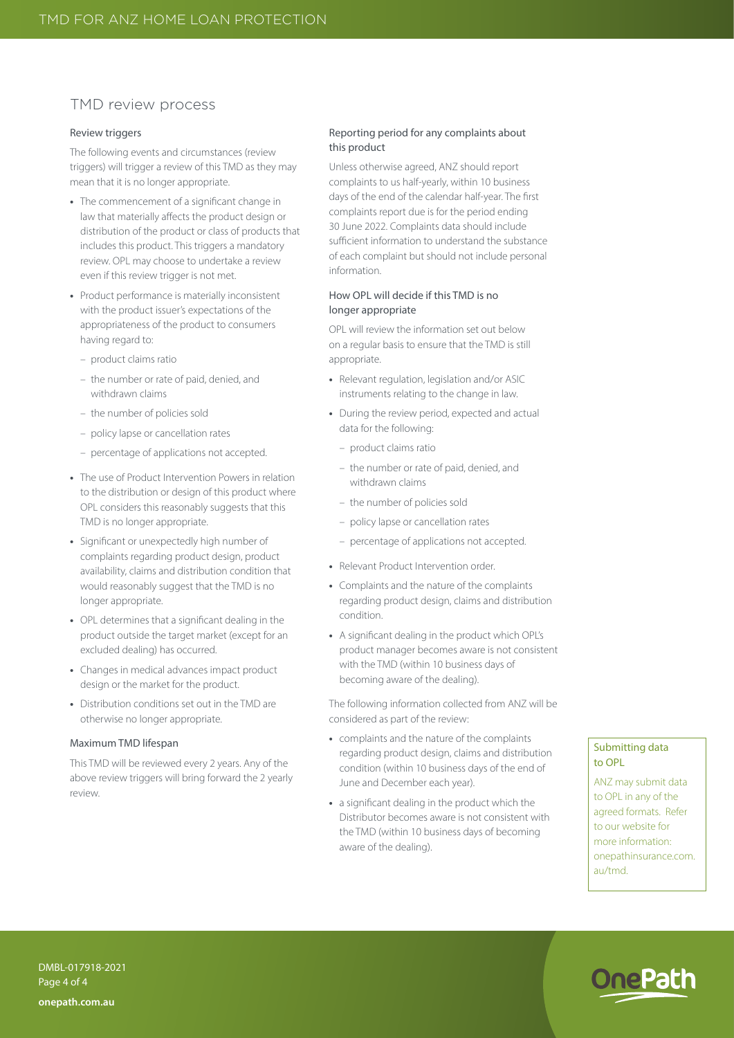## TMD review process

### Review triggers

The following events and circumstances (review triggers) will trigger a review of this TMD as they may mean that it is no longer appropriate.

- The commencement of a significant change in law that materially affects the product design or distribution of the product or class of products that includes this product. This triggers a mandatory review. OPL may choose to undertake a review even if this review trigger is not met.
- Product performance is materially inconsistent with the product issuer's expectations of the appropriateness of the product to consumers having regard to:
  - product claims ratio
  - the number or rate of paid, denied, and withdrawn claims
  - the number of policies sold
  - policy lapse or cancellation rates
  - percentage of applications not accepted.
- The use of Product Intervention Powers in relation to the distribution or design of this product where OPL considers this reasonably suggests that this TMD is no longer appropriate.
- Significant or unexpectedly high number of complaints regarding product design, product availability, claims and distribution condition that would reasonably suggest that the TMD is no longer appropriate.
- OPL determines that a significant dealing in the product outside the target market (except for an excluded dealing) has occurred.
- Changes in medical advances impact product design or the market for the product.
- Distribution conditions set out in the TMD are otherwise no longer appropriate.

### Maximum TMD lifespan

This TMD will be reviewed every 2 years. Any of the above review triggers will bring forward the 2 yearly review.

### Reporting period for any complaints about this product

Unless otherwise agreed, ANZ should report complaints to us half-yearly, within 10 business days of the end of the calendar half-year. The first complaints report due is for the period ending 30 June 2022. Complaints data should include sufficient information to understand the substance of each complaint but should not include personal information.

### How OPL will decide if this TMD is no longer appropriate

OPL will review the information set out below on a regular basis to ensure that the TMD is still appropriate.

- Relevant regulation, legislation and/or ASIC instruments relating to the change in law.
- During the review period, expected and actual data for the following:
  - product claims ratio
  - the number or rate of paid, denied, and withdrawn claims
  - the number of policies sold
  - policy lapse or cancellation rates
  - percentage of applications not accepted.
- Relevant Product Intervention order.
- Complaints and the nature of the complaints regarding product design, claims and distribution condition.
- A significant dealing in the product which OPL's product manager becomes aware is not consistent with the TMD (within 10 business days of becoming aware of the dealing).

The following information collected from ANZ will be considered as part of the review:

- complaints and the nature of the complaints regarding product design, claims and distribution condition (within 10 business days of the end of June and December each year).
- a significant dealing in the product which the Distributor becomes aware is not consistent with the TMD (within 10 business days of becoming aware of the dealing).

### Submitting data to OPL

ANZ may submit data to OPL in any of the agreed formats. Refer to our website for more information: onepathinsurance.com.au/tmd.

DMBL-017918-2021